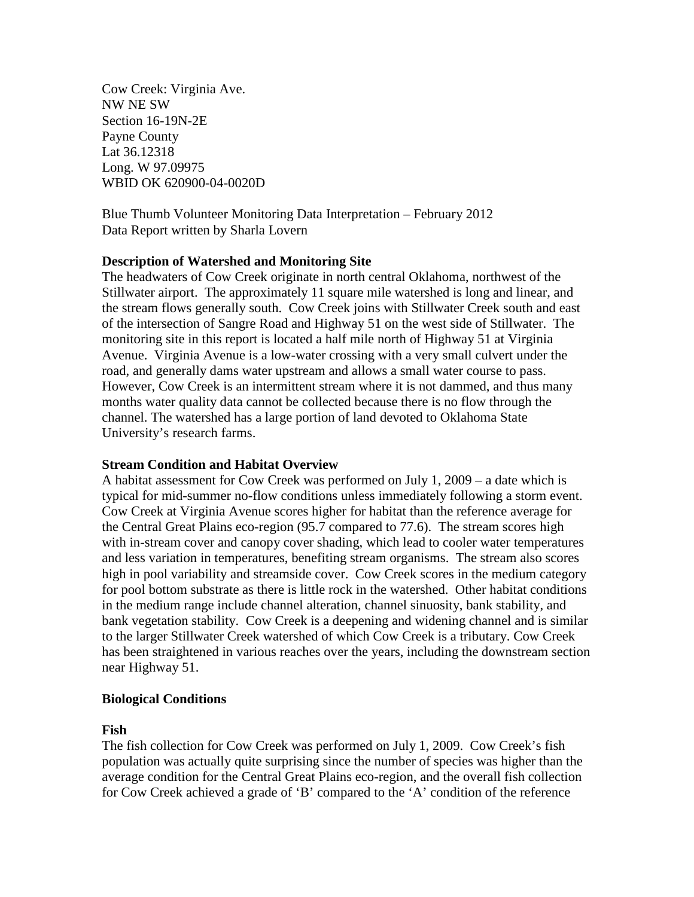Cow Creek: Virginia Ave.
NW NE SW
Section 16-19N-2E
Payne County
Lat 36.12318
Long. W 97.09975
WBID OK 620900-04-0020D

Blue Thumb Volunteer Monitoring Data Interpretation – February 2012
Data Report written by Sharla Lovern

**Description of Watershed and Monitoring Site**

The headwaters of Cow Creek originate in north central Oklahoma, northwest of the Stillwater airport. The approximately 11 square mile watershed is long and linear, and the stream flows generally south. Cow Creek joins with Stillwater Creek south and east of the intersection of Sangre Road and Highway 51 on the west side of Stillwater. The monitoring site in this report is located a half mile north of Highway 51 at Virginia Avenue. Virginia Avenue is a low-water crossing with a very small culvert under the road, and generally dams water upstream and allows a small water course to pass. However, Cow Creek is an intermittent stream where it is not dammed, and thus many months water quality data cannot be collected because there is no flow through the channel. The watershed has a large portion of land devoted to Oklahoma State University's research farms.

**Stream Condition and Habitat Overview**

A habitat assessment for Cow Creek was performed on July 1, 2009 – a date which is typical for mid-summer no-flow conditions unless immediately following a storm event. Cow Creek at Virginia Avenue scores higher for habitat than the reference average for the Central Great Plains eco-region (95.7 compared to 77.6). The stream scores high with in-stream cover and canopy cover shading, which lead to cooler water temperatures and less variation in temperatures, benefiting stream organisms. The stream also scores high in pool variability and streamside cover. Cow Creek scores in the medium category for pool bottom substrate as there is little rock in the watershed. Other habitat conditions in the medium range include channel alteration, channel sinuosity, bank stability, and bank vegetation stability. Cow Creek is a deepening and widening channel and is similar to the larger Stillwater Creek watershed of which Cow Creek is a tributary. Cow Creek has been straightened in various reaches over the years, including the downstream section near Highway 51.

**Biological Conditions**

**Fish**

The fish collection for Cow Creek was performed on July 1, 2009. Cow Creek's fish population was actually quite surprising since the number of species was higher than the average condition for the Central Great Plains eco-region, and the overall fish collection for Cow Creek achieved a grade of 'B' compared to the 'A' condition of the reference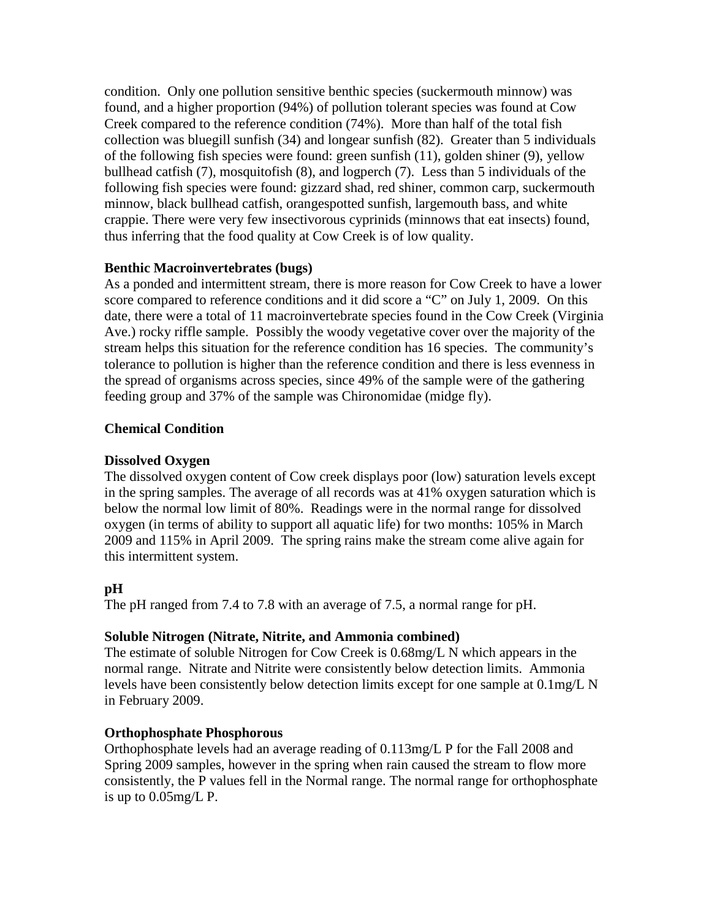condition. Only one pollution sensitive benthic species (suckermouth minnow) was found, and a higher proportion (94%) of pollution tolerant species was found at Cow Creek compared to the reference condition (74%). More than half of the total fish collection was bluegill sunfish (34) and longear sunfish (82). Greater than 5 individuals of the following fish species were found: green sunfish (11), golden shiner (9), yellow bullhead catfish (7), mosquitofish (8), and logperch (7). Less than 5 individuals of the following fish species were found: gizzard shad, red shiner, common carp, suckermouth minnow, black bullhead catfish, orangespotted sunfish, largemouth bass, and white crappie. There were very few insectivorous cyprinids (minnows that eat insects) found, thus inferring that the food quality at Cow Creek is of low quality.

**Benthic Macroinvertebrates (bugs)**

As a ponded and intermittent stream, there is more reason for Cow Creek to have a lower score compared to reference conditions and it did score a "C" on July 1, 2009. On this date, there were a total of 11 macroinvertebrate species found in the Cow Creek (Virginia Ave.) rocky riffle sample. Possibly the woody vegetative cover over the majority of the stream helps this situation for the reference condition has 16 species. The community's tolerance to pollution is higher than the reference condition and there is less evenness in the spread of organisms across species, since 49% of the sample were of the gathering feeding group and 37% of the sample was Chironomidae (midge fly).

**Chemical Condition**

**Dissolved Oxygen**

The dissolved oxygen content of Cow creek displays poor (low) saturation levels except in the spring samples. The average of all records was at 41% oxygen saturation which is below the normal low limit of 80%. Readings were in the normal range for dissolved oxygen (in terms of ability to support all aquatic life) for two months: 105% in March 2009 and 115% in April 2009. The spring rains make the stream come alive again for this intermittent system.

**pH**

The pH ranged from 7.4 to 7.8 with an average of 7.5, a normal range for pH.

**Soluble Nitrogen (Nitrate, Nitrite, and Ammonia combined)**

The estimate of soluble Nitrogen for Cow Creek is 0.68mg/L N which appears in the normal range. Nitrate and Nitrite were consistently below detection limits. Ammonia levels have been consistently below detection limits except for one sample at 0.1mg/L N in February 2009.

**Orthophosphate Phosphorous**

Orthophosphate levels had an average reading of 0.113mg/L P for the Fall 2008 and Spring 2009 samples, however in the spring when rain caused the stream to flow more consistently, the P values fell in the Normal range. The normal range for orthophosphate is up to 0.05mg/L P.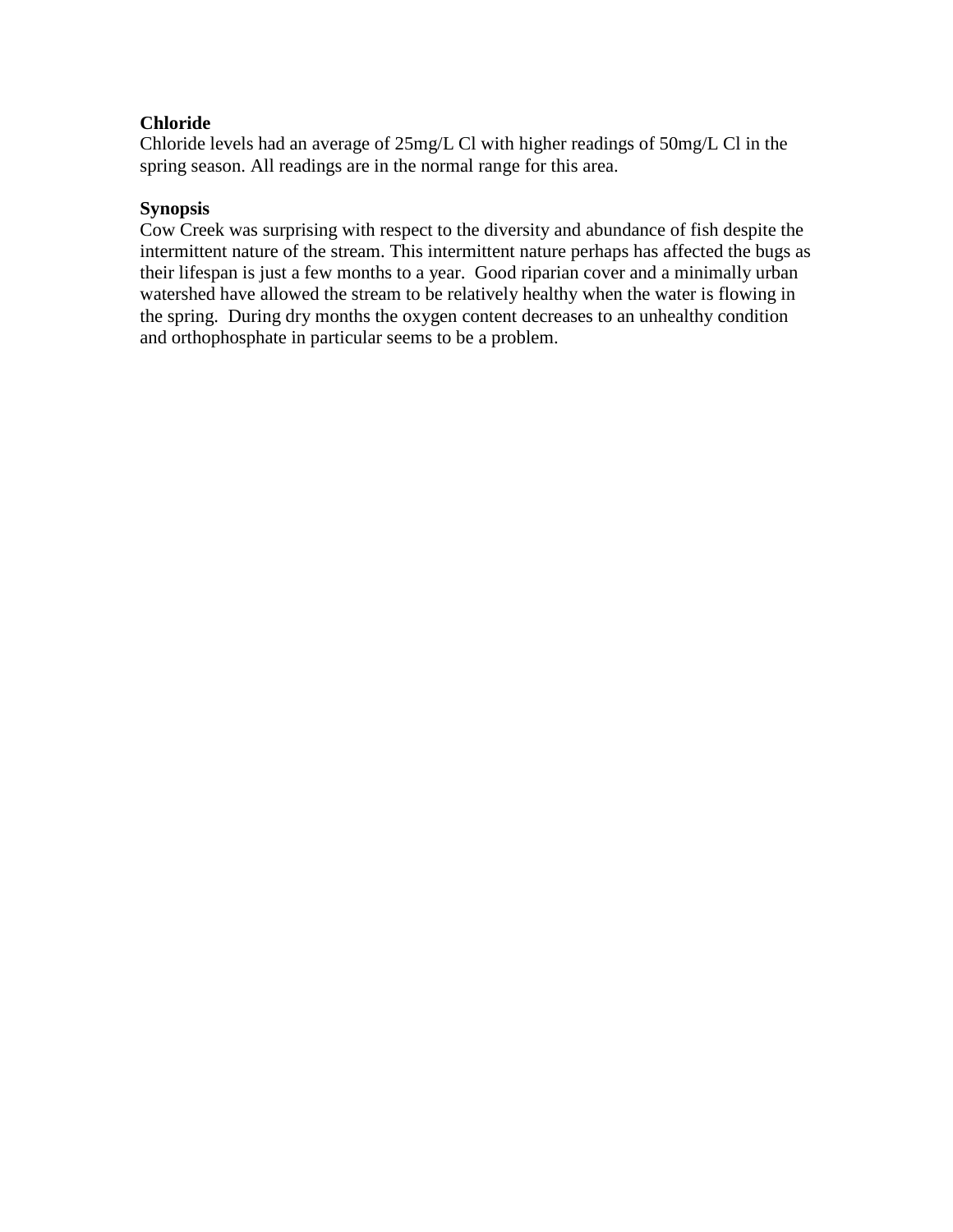**Chloride**

Chloride levels had an average of 25mg/L Cl with higher readings of 50mg/L Cl in the spring season. All readings are in the normal range for this area.

**Synopsis**

Cow Creek was surprising with respect to the diversity and abundance of fish despite the intermittent nature of the stream. This intermittent nature perhaps has affected the bugs as their lifespan is just a few months to a year. Good riparian cover and a minimally urban watershed have allowed the stream to be relatively healthy when the water is flowing in the spring. During dry months the oxygen content decreases to an unhealthy condition and orthophosphate in particular seems to be a problem.